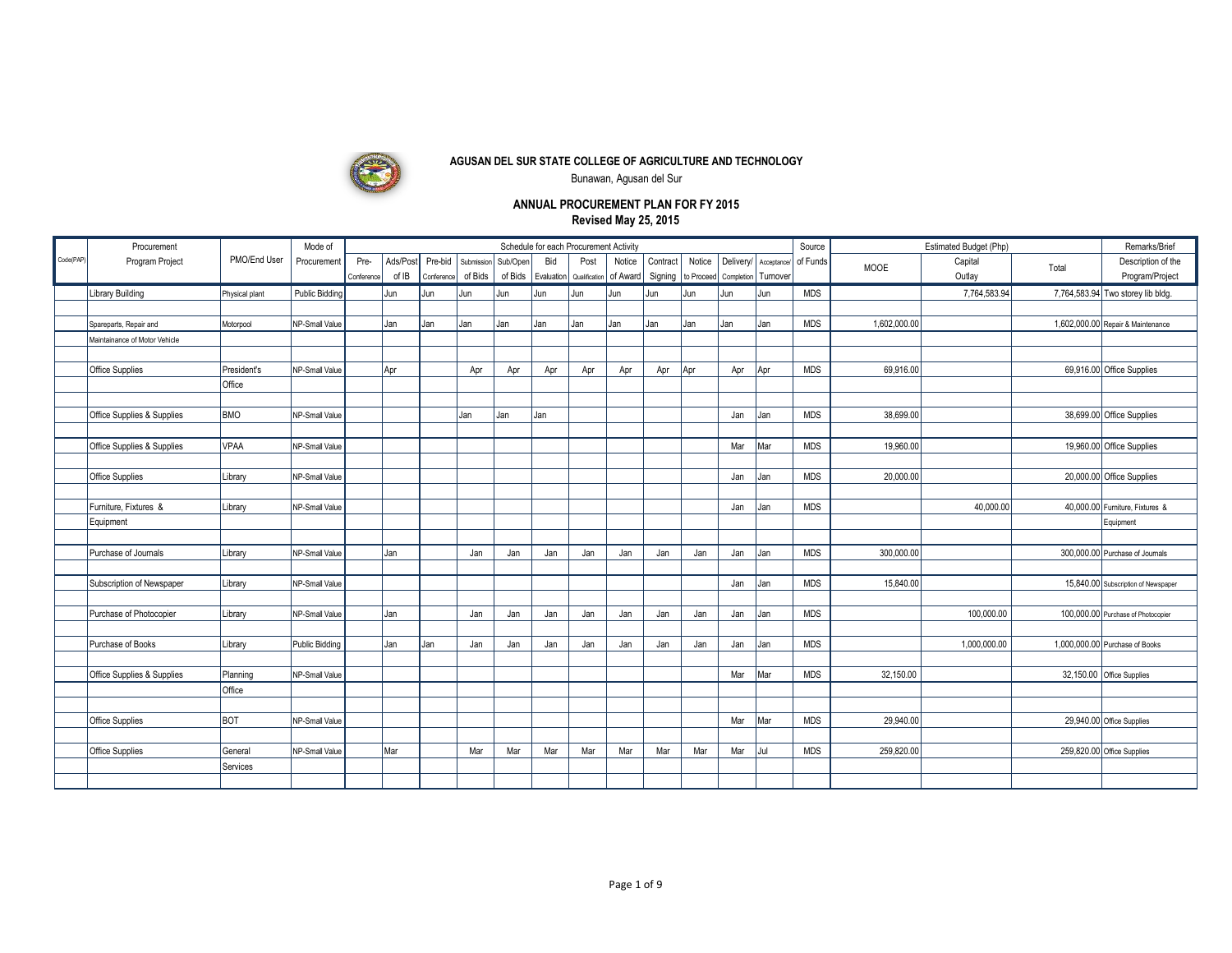**AGUSAN DEL SUR STATE COLLEGE OF AGRICULTURE AND TECHNOLOGY**

Bunawan, Agusan del Sur

**ANNUAL PROCUREMENT PLAN FOR FY 2015**

**Revised May 25, 2015**

| Code(PAP) | Procurement Program Project | PMO/End User | Mode of Procurement | Schedule for each Procurement Activity | | | | | | | | | | | | Source of Funds | Estimated Budget (Php) | | | Remarks/Brief Description of the Program/Project |
|---|---|---|---|---|---|---|---|---|---|---|---|---|---|---|---|---|---|---|---|---|
| | | | | Pre-Conference | Ads/Post of IB | Pre-bid Conference | Submission of Bids | Sub/Open of Bids | Bid Evaluation | Post Qualification | Notice of Award | Contract Signing | Notice to Proceed | Delivery/ Completion | Acceptance/ Turnover | | MOOE | Capital Outlay | Total | |
| | Library Building | Physical plant | Public Bidding | | Jun | Jun | Jun | Jun | Jun | Jun | Jun | Jun | Jun | Jun | Jun | MDS | | 7,764,583.94 | 7,764,583.94 | Two storey lib bldg. |
| | Spareparts, Repair and Maintainance of Motor Vehicle | Motorpool | NP-Small Value | | Jan | Jan | Jan | Jan | Jan | Jan | Jan | Jan | Jan | Jan | Jan | MDS | 1,602,000.00 | | 1,602,000.00 | Repair & Maintenance |
| | Office Supplies | President's Office | NP-Small Value | | Apr | | Apr | Apr | Apr | Apr | Apr | Apr | Apr | Apr | Apr | MDS | 69,916.00 | | 69,916.00 | Office Supplies |
| | Office Supplies & Supplies | BMO | NP-Small Value | | | | Jan | Jan | Jan | | | | | Jan | Jan | MDS | 38,699.00 | | 38,699.00 | Office Supplies |
| | Office Supplies & Supplies | VPAA | NP-Small Value | | | | | | | | | | | Mar | Mar | MDS | 19,960.00 | | 19,960.00 | Office Supplies |
| | Office Supplies | Library | NP-Small Value | | | | | | | | | | | Jan | Jan | MDS | 20,000.00 | | 20,000.00 | Office Supplies |
| | Furniture, Fixtures & Equipment | Library | NP-Small Value | | | | | | | | | | | Jan | Jan | MDS | | 40,000.00 | 40,000.00 | Furniture, Fixtures & Equipment |
| | Purchase of Journals | Library | NP-Small Value | | Jan | | Jan | Jan | Jan | Jan | Jan | Jan | Jan | Jan | Jan | MDS | 300,000.00 | | 300,000.00 | Purchase of Journals |
| | Subscription of Newspaper | Library | NP-Small Value | | | | | | | | | | | Jan | Jan | MDS | 15,840.00 | | 15,840.00 | Subscription of Newspaper |
| | Purchase of Photocopier | Library | NP-Small Value | | Jan | | Jan | Jan | Jan | Jan | Jan | Jan | Jan | Jan | Jan | MDS | | 100,000.00 | 100,000.00 | Purchase of Photocopier |
| | Purchase of Books | Library | Public Bidding | | Jan | Jan | Jan | Jan | Jan | Jan | Jan | Jan | Jan | Jan | Jan | MDS | | 1,000,000.00 | 1,000,000.00 | Purchase of Books |
| | Office Supplies & Supplies | Planning Office | NP-Small Value | | | | | | | | | | | Mar | Mar | MDS | 32,150.00 | | 32,150.00 | Office Supplies |
| | Office Supplies | BOT | NP-Small Value | | | | | | | | | | | Mar | Mar | MDS | 29,940.00 | | 29,940.00 | Office Supplies |
| | Office Supplies | General Services | NP-Small Value | | Mar | | Mar | Mar | Mar | Mar | Mar | Mar | Mar | Mar | Jul | MDS | 259,820.00 | | 259,820.00 | Office Supplies |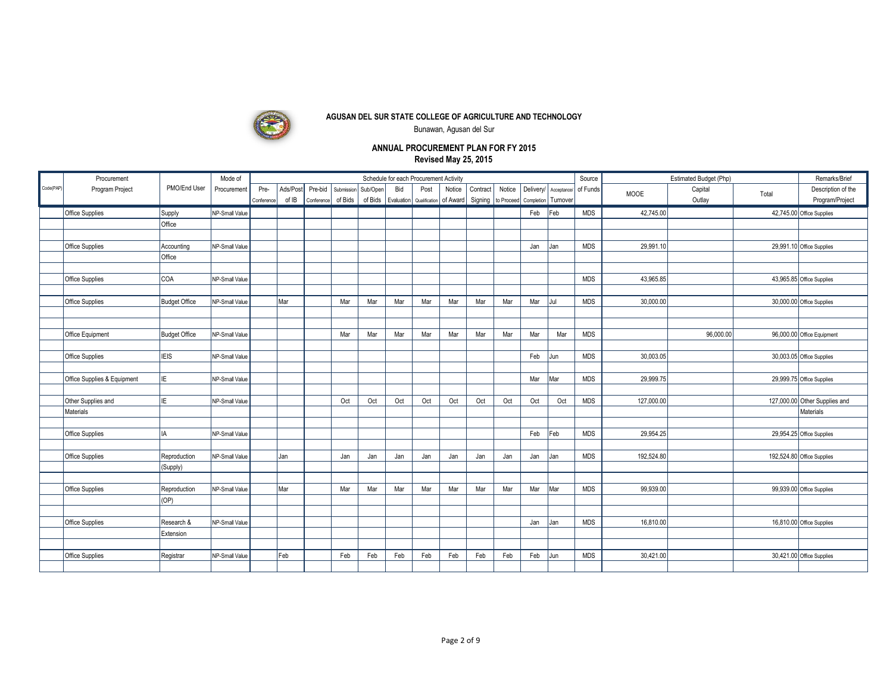**AGUSAN DEL SUR STATE COLLEGE OF AGRICULTURE AND TECHNOLOGY**

Bunawan, Agusan del Sur

**ANNUAL PROCUREMENT PLAN FOR FY 2015**

**Revised May 25, 2015**

| Code(PAP) | Procurement Program Project | PMO/End User | Mode of Procurement | Schedule for each Procurement Activity | | | | | | | | | | | | Source of Funds | Estimated Budget (Php) | | | Remarks/Brief Description of the Program/Project |
|---|---|---|---|---|---|---|---|---|---|---|---|---|---|---|---|---|---|---|---|---|
| | | | | Pre-Conference | Ads/Post of IB | Pre-bid Conference | Submission of Bids | Sub/Open of Bids | Bid Evaluation | Post Qualification | Notice of Award | Contract Signing | Notice to Proceed | Delivery/ Completion | Acceptance/ Turnover | | MOOE | Capital Outlay | Total | |
| | Office Supplies | Supply Office | NP-Small Value | | | | | | | | | | | Feb | Feb | MDS | 42,745.00 | | 42,745.00 | Office Supplies |
| | Office Supplies | Accounting Office | NP-Small Value | | | | | | | | | | | Jan | Jan | MDS | 29,991.10 | | 29,991.10 | Office Supplies |
| | Office Supplies | COA | NP-Small Value | | | | | | | | | | | | | MDS | 43,965.85 | | 43,965.85 | Office Supplies |
| | Office Supplies | Budget Office | NP-Small Value | | Mar | | Mar | Mar | Mar | Mar | Mar | Mar | Mar | Mar | Jul | MDS | 30,000.00 | | 30,000.00 | Office Supplies |
| | Office Equipment | Budget Office | NP-Small Value | | | | Mar | Mar | Mar | Mar | Mar | Mar | Mar | Mar | Mar | MDS | | 96,000.00 | 96,000.00 | Office Equipment |
| | Office Supplies | IEIS | NP-Small Value | | | | | | | | | | | Feb | Jun | MDS | 30,003.05 | | 30,003.05 | Office Supplies |
| | Office Supplies & Equipment | IE | NP-Small Value | | | | | | | | | | | Mar | Mar | MDS | 29,999.75 | | 29,999.75 | Office Supplies |
| | Other Supplies and Materials | IE | NP-Small Value | | | | Oct | Oct | Oct | Oct | Oct | Oct | Oct | Oct | Oct | MDS | 127,000.00 | | 127,000.00 | Other Supplies and Materials |
| | Office Supplies | IA | NP-Small Value | | | | | | | | | | | Feb | Feb | MDS | 29,954.25 | | 29,954.25 | Office Supplies |
| | Office Supplies | Reproduction (Supply) | NP-Small Value | | Jan | | Jan | Jan | Jan | Jan | Jan | Jan | Jan | Jan | Jan | MDS | 192,524.80 | | 192,524.80 | Office Supplies |
| | Office Supplies | Reproduction (OP) | NP-Small Value | | Mar | | Mar | Mar | Mar | Mar | Mar | Mar | Mar | Mar | Mar | MDS | 99,939.00 | | 99,939.00 | Office Supplies |
| | Office Supplies | Research & Extension | NP-Small Value | | | | | | | | | | | Jan | Jan | MDS | 16,810.00 | | 16,810.00 | Office Supplies |
| | Office Supplies | Registrar | NP-Small Value | | Feb | | Feb | Feb | Feb | Feb | Feb | Feb | Feb | Feb | Jun | MDS | 30,421.00 | | 30,421.00 | Office Supplies |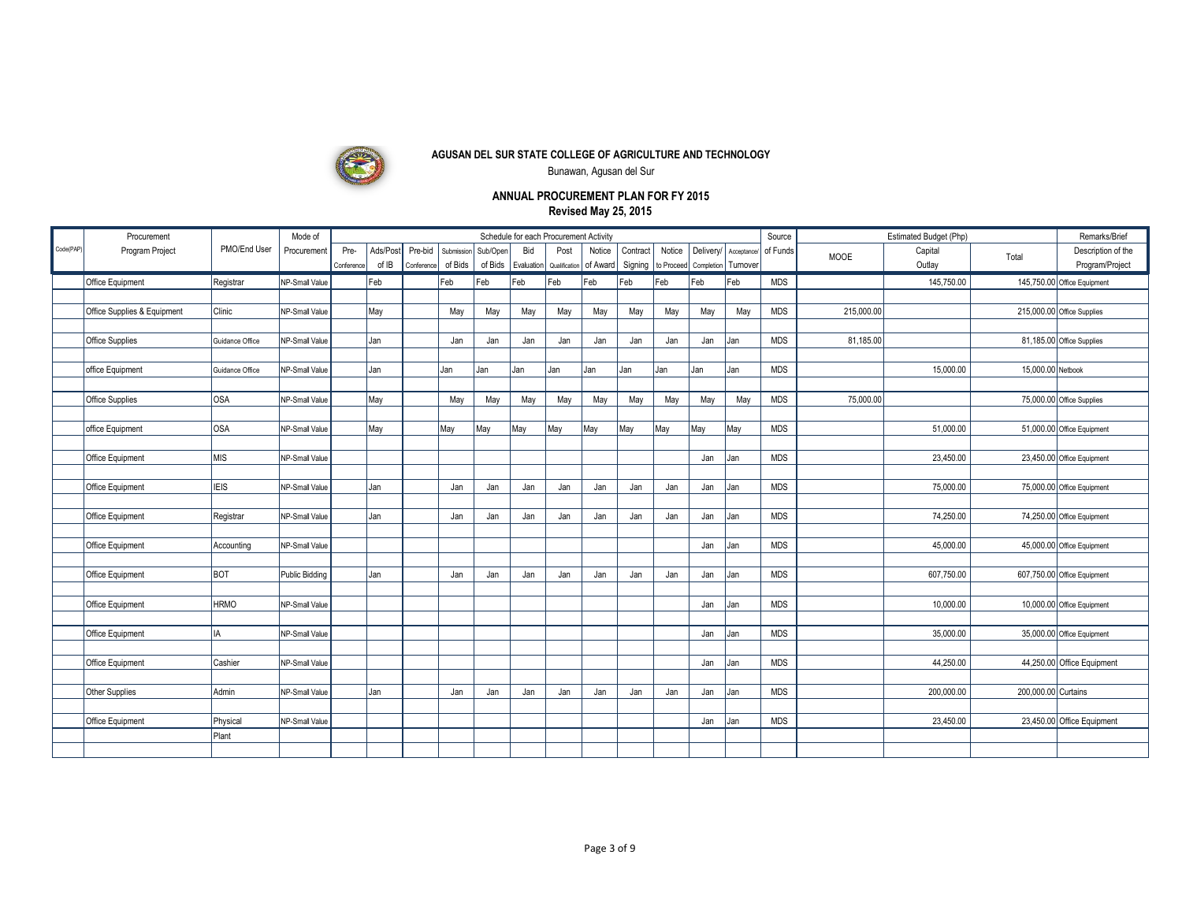**AGUSAN DEL SUR STATE COLLEGE OF AGRICULTURE AND TECHNOLOGY**

Bunawan, Agusan del Sur

**ANNUAL PROCUREMENT PLAN FOR FY 2015**

**Revised May 25, 2015**

| Code(PAP) | Procurement Program Project | PMO/End User | Mode of Procurement | Schedule for each Procurement Activity | | | | | | | | | | | | Source of Funds | Estimated Budget (Php) | | | Remarks/Brief Description of the Program/Project |
|---|---|---|---|---|---|---|---|---|---|---|---|---|---|---|---|---|---|---|---|---|
| | | | | Pre-Conference | Ads/Post of IB | Pre-bid Conference | Submission of Bids | Sub/Open of Bids | Bid Evaluation | Post Qualification | Notice of Award | Contract Signing | Notice to Proceed | Delivery/ Completion | Acceptance/ Turnover | | MOOE | Capital Outlay | Total | |
| | Office Equipment | Registrar | NP-Small Value | | Feb | | Feb | Feb | Feb | Feb | Feb | Feb | Feb | Feb | Feb | MDS | | 145,750.00 | 145,750.00 | Office Equipment |
| | Office Supplies & Equipment | Clinic | NP-Small Value | | May | | May | May | May | May | May | May | May | May | May | MDS | 215,000.00 | | 215,000.00 | Office Supplies |
| | Office Supplies | Guidance Office | NP-Small Value | | Jan | | Jan | Jan | Jan | Jan | Jan | Jan | Jan | Jan | Jan | MDS | 81,185.00 | | 81,185.00 | Office Supplies |
| | office Equipment | Guidance Office | NP-Small Value | | Jan | | Jan | Jan | Jan | Jan | Jan | Jan | Jan | Jan | Jan | MDS | | 15,000.00 | 15,000.00 | Netbook |
| | Office Supplies | OSA | NP-Small Value | | May | | May | May | May | May | May | May | May | May | May | MDS | 75,000.00 | | 75,000.00 | Office Supplies |
| | office Equipment | OSA | NP-Small Value | | May | | May | May | May | May | May | May | May | May | May | MDS | | 51,000.00 | 51,000.00 | Office Equipment |
| | Office Equipment | MIS | NP-Small Value | | | | | | | | | | | Jan | Jan | MDS | | 23,450.00 | 23,450.00 | Office Equipment |
| | Office Equipment | IEIS | NP-Small Value | | Jan | | Jan | Jan | Jan | Jan | Jan | Jan | Jan | Jan | Jan | MDS | | 75,000.00 | 75,000.00 | Office Equipment |
| | Office Equipment | Registrar | NP-Small Value | | Jan | | Jan | Jan | Jan | Jan | Jan | Jan | Jan | Jan | Jan | MDS | | 74,250.00 | 74,250.00 | Office Equipment |
| | Office Equipment | Accounting | NP-Small Value | | | | | | | | | | | Jan | Jan | MDS | | 45,000.00 | 45,000.00 | Office Equipment |
| | Office Equipment | BOT | Public Bidding | | Jan | | Jan | Jan | Jan | Jan | Jan | Jan | Jan | Jan | Jan | MDS | | 607,750.00 | 607,750.00 | Office Equipment |
| | Office Equipment | HRMO | NP-Small Value | | | | | | | | | | | Jan | Jan | MDS | | 10,000.00 | 10,000.00 | Office Equipment |
| | Office Equipment | IA | NP-Small Value | | | | | | | | | | | Jan | Jan | MDS | | 35,000.00 | 35,000.00 | Office Equipment |
| | Office Equipment | Cashier | NP-Small Value | | | | | | | | | | | Jan | Jan | MDS | | 44,250.00 | 44,250.00 | Office Equipment |
| | Other Supplies | Admin | NP-Small Value | | Jan | | Jan | Jan | Jan | Jan | Jan | Jan | Jan | Jan | Jan | MDS | | 200,000.00 | 200,000.00 | Curtains |
| | Office Equipment | Physical Plant | NP-Small Value | | | | | | | | | | | Jan | Jan | MDS | | 23,450.00 | 23,450.00 | Office Equipment |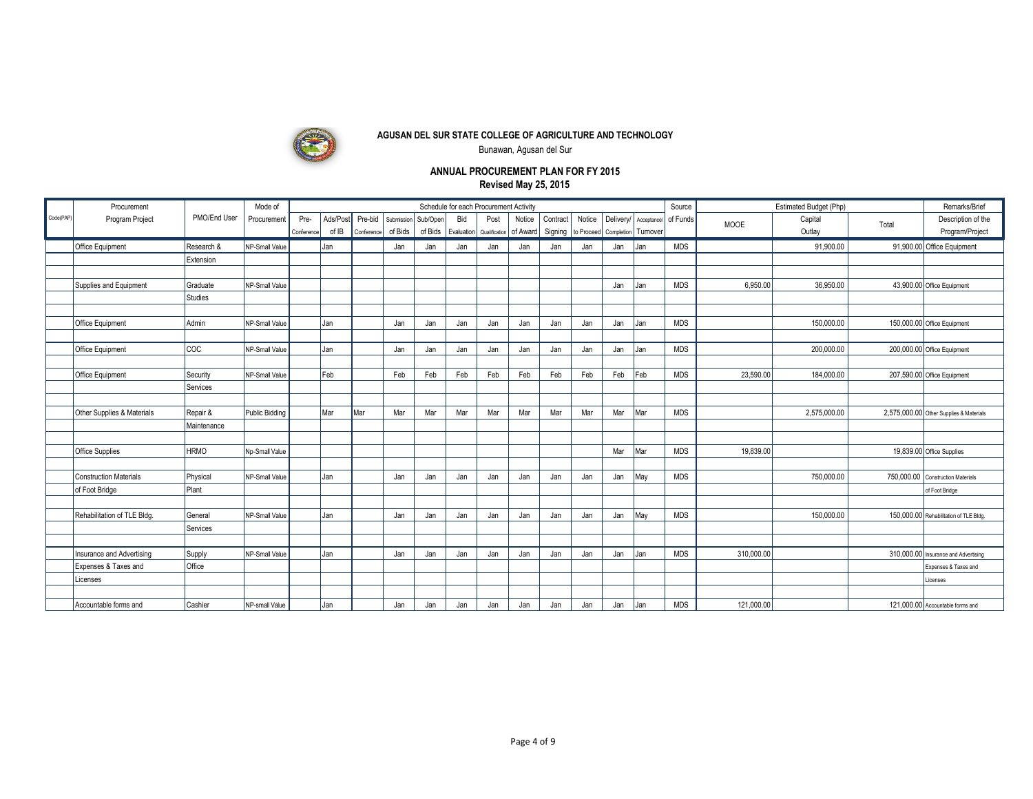**AGUSAN DEL SUR STATE COLLEGE OF AGRICULTURE AND TECHNOLOGY**

Bunawan, Agusan del Sur

**ANNUAL PROCUREMENT PLAN FOR FY 2015**

**Revised May 25, 2015**

| Code(PAP) | Procurement Program Project | PMO/End User | Mode of Procurement | Schedule for each Procurement Activity | | | | | | | | | | | | Source of Funds | Estimated Budget (Php) | | | Remarks/Brief Description of the Program/Project |
|---|---|---|---|---|---|---|---|---|---|---|---|---|---|---|---|---|---|---|---|---|
| | | | | Pre-Conference | Ads/Post of IB | Pre-bid Conference | Submission of Bids | Sub/Open of Bids | Bid Evaluation | Post Qualification | Notice of Award | Contract Signing | Notice to Proceed | Delivery/ Completion | Acceptance/ Turnover | | MOOE | Capital Outlay | Total | |
| | Office Equipment | Research & Extension | NP-Small Value | | Jan | | Jan | Jan | Jan | Jan | Jan | Jan | Jan | Jan | Jan | MDS | | 91,900.00 | 91,900.00 | Office Equipment |
| | Supplies and Equipment | Graduate Studies | NP-Small Value | | | | | | | | | | | Jan | Jan | MDS | 6,950.00 | 36,950.00 | 43,900.00 | Office Equipment |
| | Office Equipment | Admin | NP-Small Value | | Jan | | Jan | Jan | Jan | Jan | Jan | Jan | Jan | Jan | Jan | MDS | | 150,000.00 | 150,000.00 | Office Equipment |
| | Office Equipment | COC | NP-Small Value | | Jan | | Jan | Jan | Jan | Jan | Jan | Jan | Jan | Jan | Jan | MDS | | 200,000.00 | 200,000.00 | Office Equipment |
| | Office Equipment | Security Services | NP-Small Value | | Feb | | Feb | Feb | Feb | Feb | Feb | Feb | Feb | Feb | Feb | MDS | 23,590.00 | 184,000.00 | 207,590.00 | Office Equipment |
| | Other Supplies & Materials | Repair & Maintenance | Public Bidding | | Mar | Mar | Mar | Mar | Mar | Mar | Mar | Mar | Mar | Mar | Mar | MDS | | 2,575,000.00 | 2,575,000.00 | Other Supplies & Materials |
| | Office Supplies | HRMO | Np-Small Value | | | | | | | | | | | Mar | Mar | MDS | 19,839.00 | | 19,839.00 | Office Supplies |
| | Construction Materials of Foot Bridge | Physical Plant | NP-Small Value | | Jan | | Jan | Jan | Jan | Jan | Jan | Jan | Jan | Jan | May | MDS | | 750,000.00 | 750,000.00 | Construction Materials of Foot Bridge |
| | Rehabilitation of TLE Bldg. | General Services | NP-Small Value | | Jan | | Jan | Jan | Jan | Jan | Jan | Jan | Jan | Jan | May | MDS | | 150,000.00 | 150,000.00 | Rehabilitation of TLE Bldg. |
| | Insurance and Advertising Expenses & Taxes and Licenses | Supply Office | NP-Small Value | | Jan | | Jan | Jan | Jan | Jan | Jan | Jan | Jan | Jan | Jan | MDS | 310,000.00 | | 310,000.00 | Insurance and Advertising Expenses & Taxes and Licenses |
| | Accountable forms and | Cashier | NP-small Value | | Jan | | Jan | Jan | Jan | Jan | Jan | Jan | Jan | Jan | Jan | MDS | 121,000.00 | | 121,000.00 | Accountable forms and |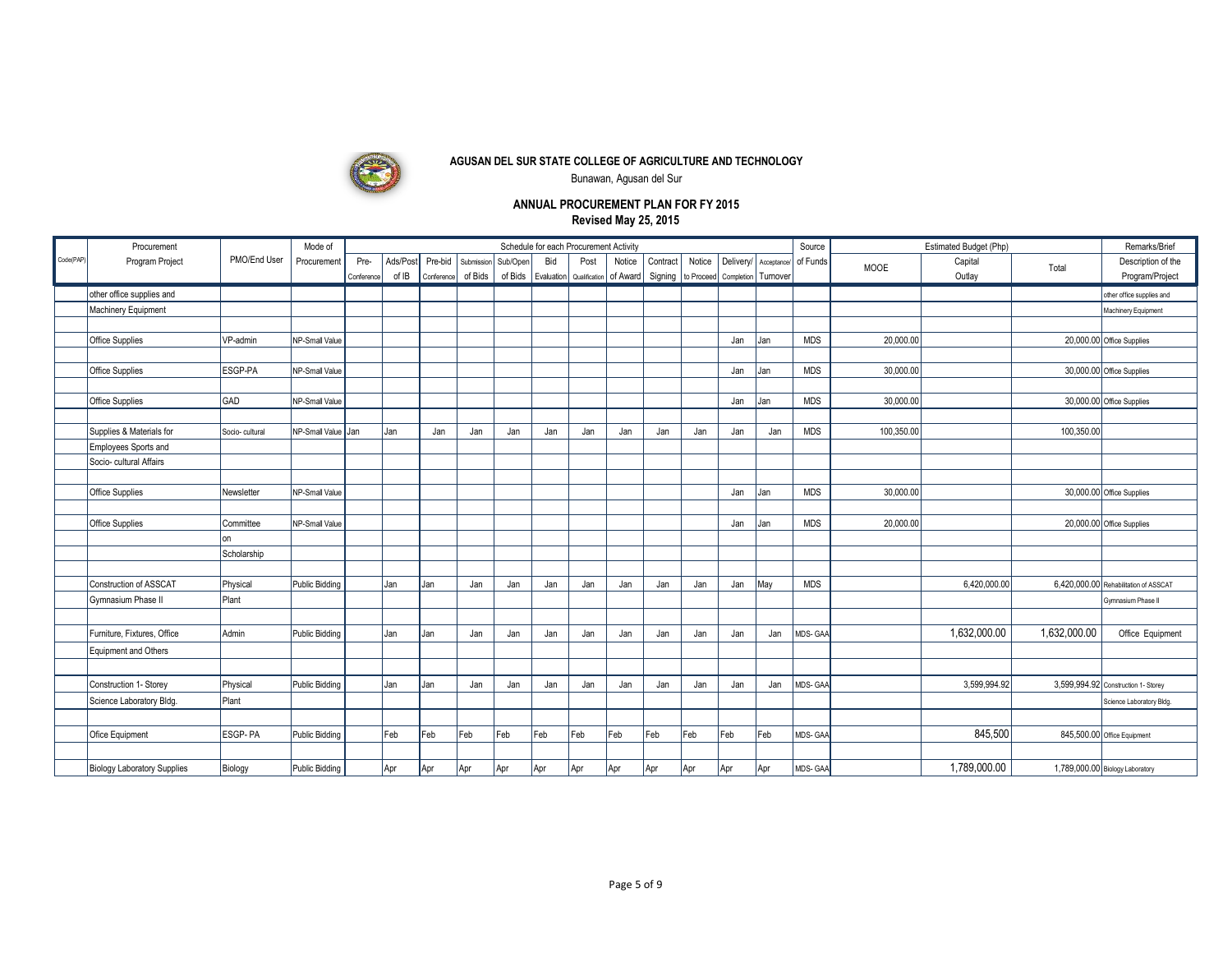**AGUSAN DEL SUR STATE COLLEGE OF AGRICULTURE AND TECHNOLOGY**

Bunawan, Agusan del Sur

**ANNUAL PROCUREMENT PLAN FOR FY 2015**

**Revised May 25, 2015**

| Code(PAP) | Procurement Program Project | PMO/End User | Mode of Procurement | Schedule for each Procurement Activity | | | | | | | | | | | | Source of Funds | Estimated Budget (Php) | | | Remarks/Brief Description of the Program/Project |
|---|---|---|---|---|---|---|---|---|---|---|---|---|---|---|---|---|---|---|---|---|
| | | | | Pre-Conference | Ads/Post of IB | Pre-bid Conference | Submission of Bids | Sub/Open of Bids | Bid Evaluation | Post Qualification | Notice of Award | Contract Signing | Notice to Proceed | Delivery/ Completion | Acceptance/ Turnover | | MOOE | Capital Outlay | Total | |
| | other office supplies and | | | | | | | | | | | | | | | | | | | other office supplies and |
| | Machinery Equipment | | | | | | | | | | | | | | | | | | | Machinery Equipment |
| | Office Supplies | VP-admin | NP-Small Value | | | | | | | | | | | Jan | Jan | MDS | 20,000.00 | | 20,000.00 | Office Supplies |
| | Office Supplies | ESGP-PA | NP-Small Value | | | | | | | | | | | Jan | Jan | MDS | 30,000.00 | | 30,000.00 | Office Supplies |
| | Office Supplies | GAD | NP-Small Value | | | | | | | | | | | Jan | Jan | MDS | 30,000.00 | | 30,000.00 | Office Supplies |
| | Supplies & Materials for Employees Sports and Socio- cultural Affairs | Socio- cultural | NP-Small Value | Jan | Jan | Jan | Jan | Jan | Jan | Jan | Jan | Jan | Jan | Jan | Jan | MDS | 100,350.00 | | 100,350.00 | |
| | Office Supplies | Newsletter | NP-Small Value | | | | | | | | | | | Jan | Jan | MDS | 30,000.00 | | 30,000.00 | Office Supplies |
| | Office Supplies | Committee on Scholarship | NP-Small Value | | | | | | | | | | | Jan | Jan | MDS | 20,000.00 | | 20,000.00 | Office Supplies |
| | Construction of ASSCAT Gymnasium Phase II | Physical Plant | Public Bidding | | Jan | Jan | Jan | Jan | Jan | Jan | Jan | Jan | Jan | Jan | May | MDS | | 6,420,000.00 | 6,420,000.00 | Rehabilitation of ASSCAT Gymnasium Phase II |
| | Furniture, Fixtures, Office Equipment and Others | Admin | Public Bidding | | Jan | Jan | Jan | Jan | Jan | Jan | Jan | Jan | Jan | Jan | Jan | MDS- GAA | | 1,632,000.00 | 1,632,000.00 | Office Equipment |
| | Construction 1- Storey Science Laboratory Bldg. | Physical Plant | Public Bidding | | Jan | Jan | Jan | Jan | Jan | Jan | Jan | Jan | Jan | Jan | Jan | MDS- GAA | | 3,599,994.92 | 3,599,994.92 | Construction 1- Storey Science Laboratory Bldg. |
| | Ofice Equipment | ESGP- PA | Public Bidding | | Feb | Feb | Feb | Feb | Feb | Feb | Feb | Feb | Feb | Feb | Feb | MDS- GAA | | 845,500 | 845,500.00 | Office Equipment |
| | Biology Laboratory Supplies | Biology | Public Bidding | | Apr | Apr | Apr | Apr | Apr | Apr | Apr | Apr | Apr | Apr | Apr | MDS- GAA | | 1,789,000.00 | 1,789,000.00 | Biology Laboratory |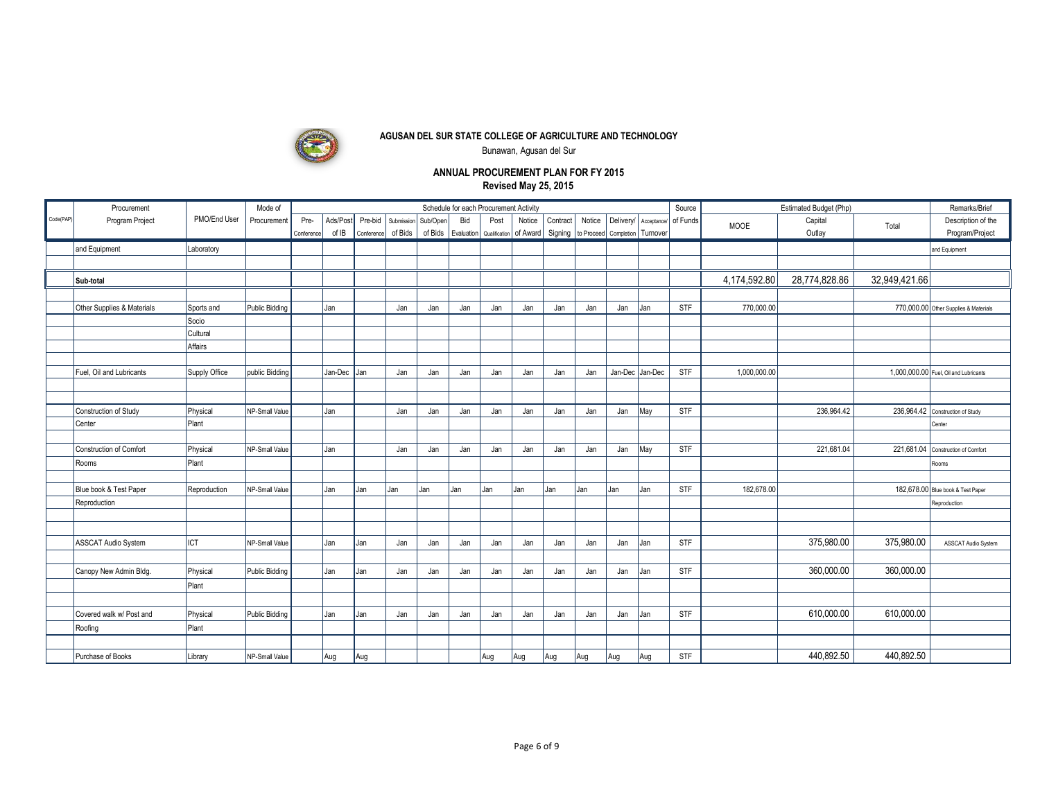**AGUSAN DEL SUR STATE COLLEGE OF AGRICULTURE AND TECHNOLOGY**

Bunawan, Agusan del Sur

**ANNUAL PROCUREMENT PLAN FOR FY 2015**

**Revised May 25, 2015**

| Code(PAP) | Procurement Program Project | PMO/End User | Mode of Procurement | Schedule for each Procurement Activity | | | | | | | | | | | | Source of Funds | Estimated Budget (Php) | | | Remarks/Brief Description of the Program/Project |
|---|---|---|---|---|---|---|---|---|---|---|---|---|---|---|---|---|---|---|---|---|
| | | | | Pre-Conference | Ads/Post of IB | Pre-bid Conference | Submission of Bids | Sub/Open of Bids | Bid Evaluation | Post Qualification | Notice of Award | Contract Signing | Notice to Proceed | Delivery/ Completion | Acceptance/ Turnover | | MOOE | Capital Outlay | Total | |
| | and Equipment | Laboratory | | | | | | | | | | | | | | | | | | and Equipment |
| | **Sub-total** | | | | | | | | | | | | | | | | 4,174,592.80 | 28,774,828.86 | 32,949,421.66 | |
| | Other Supplies & Materials | Sports and Socio Cultural Affairs | Public Bidding | | Jan | | Jan | Jan | Jan | Jan | Jan | Jan | Jan | Jan | Jan | STF | 770,000.00 | | 770,000.00 | Other Supplies & Materials |
| | Fuel, Oil and Lubricants | Supply Office | public Bidding | | Jan-Dec | Jan | Jan | Jan | Jan | Jan | Jan | Jan | Jan | Jan-Dec | Jan-Dec | STF | 1,000,000.00 | | 1,000,000.00 | Fuel, Oil and Lubricants |
| | Construction of Study Center | Physical Plant | NP-Small Value | | Jan | | Jan | Jan | Jan | Jan | Jan | Jan | Jan | Jan | May | STF | | 236,964.42 | 236,964.42 | Construction of Study Center |
| | Construction of Comfort Rooms | Physical Plant | NP-Small Value | | Jan | | Jan | Jan | Jan | Jan | Jan | Jan | Jan | Jan | May | STF | | 221,681.04 | 221,681.04 | Construction of Comfort Rooms |
| | Blue book & Test Paper Reproduction | Reproduction | NP-Small Value | | Jan | Jan | Jan | Jan | Jan | Jan | Jan | Jan | Jan | Jan | Jan | STF | 182,678.00 | | 182,678.00 | Blue book & Test Paper Reproduction |
| | ASSCAT Audio System | ICT | NP-Small Value | | Jan | Jan | Jan | Jan | Jan | Jan | Jan | Jan | Jan | Jan | Jan | STF | | 375,980.00 | 375,980.00 | ASSCAT Audio System |
| | Canopy New Admin Bldg. | Physical Plant | Public Bidding | | Jan | Jan | Jan | Jan | Jan | Jan | Jan | Jan | Jan | Jan | Jan | STF | | 360,000.00 | 360,000.00 | |
| | Covered walk w/ Post and Roofing | Physical Plant | Public Bidding | | Jan | Jan | Jan | Jan | Jan | Jan | Jan | Jan | Jan | Jan | Jan | STF | | 610,000.00 | 610,000.00 | |
| | Purchase of Books | Library | NP-Small Value | | Aug | Aug | | | | Aug | Aug | Aug | Aug | Aug | Aug | STF | | 440,892.50 | 440,892.50 | |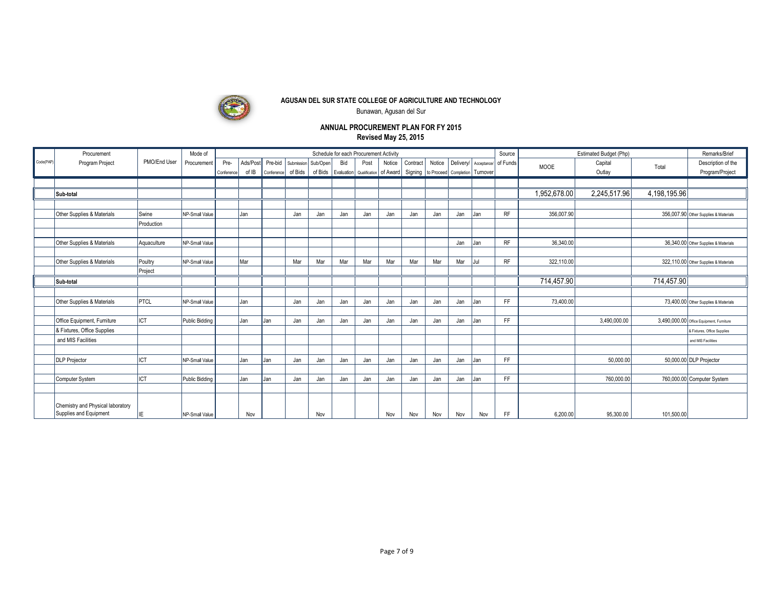**AGUSAN DEL SUR STATE COLLEGE OF AGRICULTURE AND TECHNOLOGY**

Bunawan, Agusan del Sur

**ANNUAL PROCUREMENT PLAN FOR FY 2015**

**Revised May 25, 2015**

| Code(PAP) | Procurement Program Project | PMO/End User | Mode of Procurement | Schedule for each Procurement Activity | | | | | | | | | | | | Source of Funds | Estimated Budget (Php) | | | Remarks/Brief Description of the Program/Project |
|---|---|---|---|---|---|---|---|---|---|---|---|---|---|---|---|---|---|---|---|---|
| | | | | Pre-Conference | Ads/Post of IB | Pre-bid Conference | Submission of Bids | Sub/Open of Bids | Bid Evaluation | Post Qualification | Notice of Award | Contract Signing | Notice to Proceed | Delivery/ Completion | Acceptance/ Turnover | | MOOE | Capital Outlay | Total | |
| | | | | | | | | | | | | | | | | | | | | |
| | **Sub-total** | | | | | | | | | | | | | | | | 1,952,678.00 | 2,245,517.96 | 4,198,195.96 | |
| | | | | | | | | | | | | | | | | | | | | |
| | Other Supplies & Materials | Swine Production | NP-Small Value | | Jan | | Jan | Jan | Jan | Jan | Jan | Jan | Jan | Jan | Jan | RF | 356,007.90 | | 356,007.90 | Other Supplies & Materials |
| | | | | | | | | | | | | | | | | | | | | |
| | Other Supplies & Materials | Aquaculture | NP-Small Value | | | | | | | | | | | Jan | Jan | RF | 36,340.00 | | 36,340.00 | Other Supplies & Materials |
| | | | | | | | | | | | | | | | | | | | | |
| | Other Supplies & Materials | Poultry Project | NP-Small Value | | Mar | | Mar | Mar | Mar | Mar | Mar | Mar | Mar | Mar | Jul | RF | 322,110.00 | | 322,110.00 | Other Supplies & Materials |
| | **Sub-total** | | | | | | | | | | | | | | | | 714,457.90 | | 714,457.90 | |
| | | | | | | | | | | | | | | | | | | | | |
| | Other Supplies & Materials | PTCL | NP-Small Value | | Jan | | Jan | Jan | Jan | Jan | Jan | Jan | Jan | Jan | Jan | FF | 73,400.00 | | 73,400.00 | Other Supplies & Materials |
| | | | | | | | | | | | | | | | | | | | | |
| | Office Equipment, Furniture & Fixtures, Office Supplies and MIS Facilities | ICT | Public Bidding | | Jan | Jan | Jan | Jan | Jan | Jan | Jan | Jan | Jan | Jan | Jan | FF | | 3,490,000.00 | 3,490,000.00 | Office Equipment, Furniture & Fixtures, Office Supplies and MIS Facilities |
| | | | | | | | | | | | | | | | | | | | | |
| | DLP Projector | ICT | NP-Small Value | | Jan | Jan | Jan | Jan | Jan | Jan | Jan | Jan | Jan | Jan | Jan | FF | | 50,000.00 | 50,000.00 | DLP Projector |
| | | | | | | | | | | | | | | | | | | | | |
| | Computer System | ICT | Public Bidding | | Jan | Jan | Jan | Jan | Jan | Jan | Jan | Jan | Jan | Jan | Jan | FF | | 760,000.00 | 760,000.00 | Computer System |
| | | | | | | | | | | | | | | | | | | | | |
| | Chemistry and Physical laboratory Supplies and Equipment | IE | NP-Small Value | | Nov | | | Nov | | | Nov | Nov | Nov | Nov | Nov | FF | 6,200.00 | 95,300.00 | 101,500.00 | |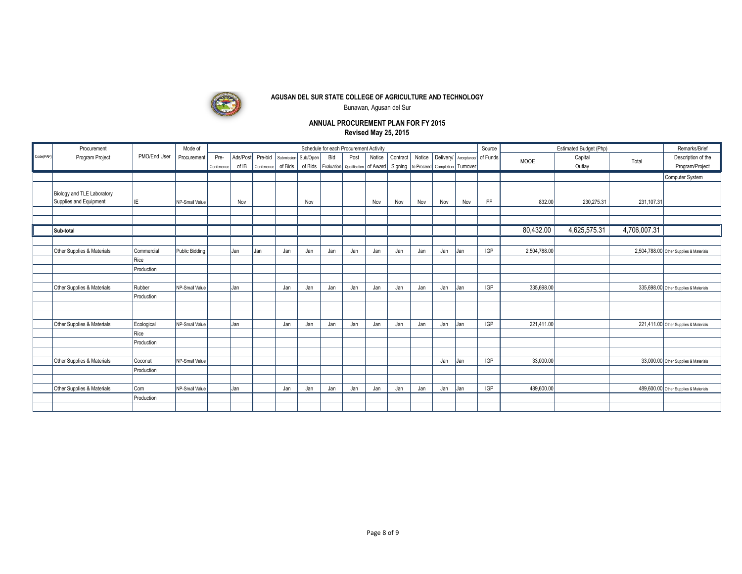**AGUSAN DEL SUR STATE COLLEGE OF AGRICULTURE AND TECHNOLOGY**

Bunawan, Agusan del Sur

**ANNUAL PROCUREMENT PLAN FOR FY 2015**

**Revised May 25, 2015**

| Code(PAP) | Procurement Program Project | PMO/End User | Mode of Procurement | Schedule for each Procurement Activity | | | | | | | | | | | | | Source of Funds | Estimated Budget (Php) | | | Remarks/Brief Description of the Program/Project |
|---|---|---|---|---|---|---|---|---|---|---|---|---|---|---|---|---|---|---|---|---|---|
| | | | | Pre-Conference | Ads/Post of IB | Pre-bid Conference | Submission of Bids | Sub/Open of Bids | Bid Evaluation | Post Qualification | Notice of Award | Contract Signing | Notice to Proceed | Delivery/ Completion | Acceptance/ Turnover | | | MOOE | Capital Outlay | Total | |
| | | | | | | | | | | | | | | | | | | | | | Computer System |
| | Biology and TLE Laboratory Supplies and Equipment | IE | NP-Small Value | | Nov | | | Nov | | | Nov | Nov | Nov | Nov | Nov | | FF | 832.00 | 230,275.31 | 231,107.31 | |
| | | | | | | | | | | | | | | | | | | | | | |
| | | | | | | | | | | | | | | | | | | | | | |
| | **Sub-total** | | | | | | | | | | | | | | | | | 80,432.00 | 4,625,575.31 | 4,706,007.31 | |
| | | | | | | | | | | | | | | | | | | | | | |
| | Other Supplies & Materials | Commercial | Public Bidding | | Jan | Jan | Jan | Jan | Jan | Jan | Jan | Jan | Jan | Jan | Jan | | IGP | 2,504,788.00 | | 2,504,788.00 | Other Supplies & Materials |
| | | Rice | | | | | | | | | | | | | | | | | | | |
| | | Production | | | | | | | | | | | | | | | | | | | |
| | | | | | | | | | | | | | | | | | | | | | |
| | Other Supplies & Materials | Rubber | NP-Small Value | | Jan | | Jan | Jan | Jan | Jan | Jan | Jan | Jan | Jan | Jan | | IGP | 335,698.00 | | 335,698.00 | Other Supplies & Materials |
| | | Production | | | | | | | | | | | | | | | | | | | |
| | | | | | | | | | | | | | | | | | | | | | |
| | | | | | | | | | | | | | | | | | | | | | |
| | Other Supplies & Materials | Ecological | NP-Small Value | | Jan | | Jan | Jan | Jan | Jan | Jan | Jan | Jan | Jan | Jan | | IGP | 221,411.00 | | 221,411.00 | Other Supplies & Materials |
| | | Rice | | | | | | | | | | | | | | | | | | | |
| | | Production | | | | | | | | | | | | | | | | | | | |
| | | | | | | | | | | | | | | | | | | | | | |
| | Other Supplies & Materials | Coconut | NP-Small Value | | | | | | | | | | | Jan | Jan | | IGP | 33,000.00 | | 33,000.00 | Other Supplies & Materials |
| | | Production | | | | | | | | | | | | | | | | | | | |
| | | | | | | | | | | | | | | | | | | | | | |
| | Other Supplies & Materials | Corn | NP-Small Value | | Jan | | Jan | Jan | Jan | Jan | Jan | Jan | Jan | Jan | Jan | | IGP | 489,600.00 | | 489,600.00 | Other Supplies & Materials |
| | | Production | | | | | | | | | | | | | | | | | | | |
| | | | | | | | | | | | | | | | | | | | | | |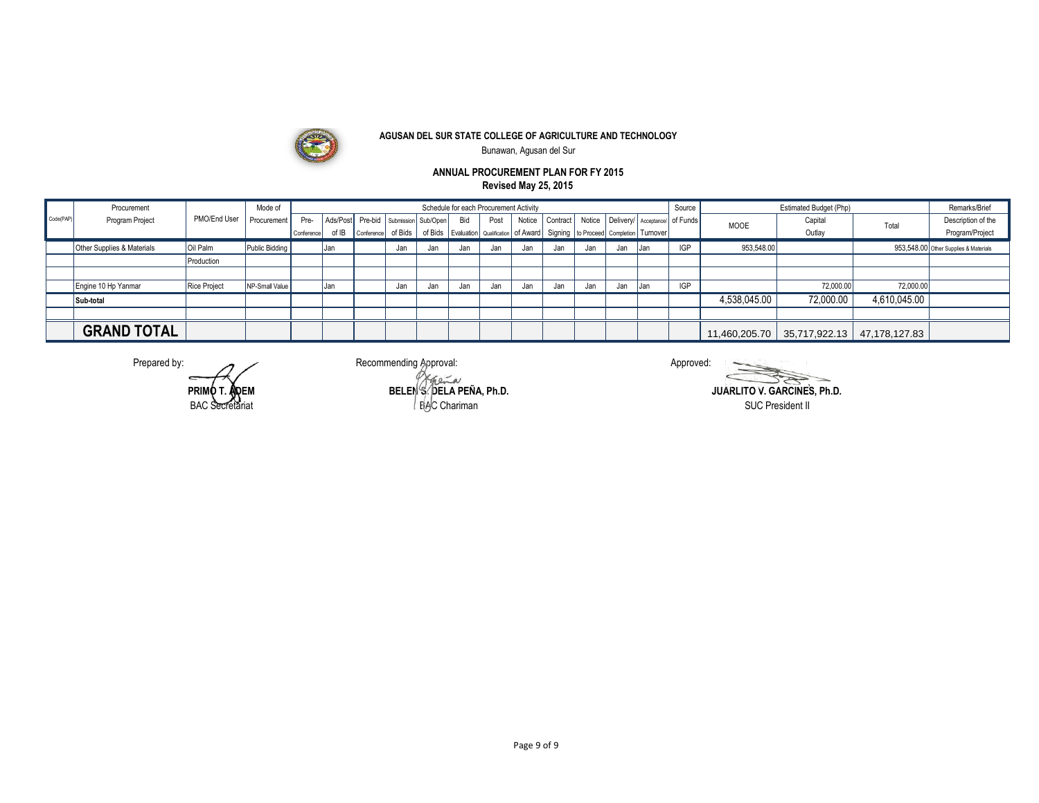**AGUSAN DEL SUR STATE COLLEGE OF AGRICULTURE AND TECHNOLOGY**

Bunawan, Agusan del Sur

**ANNUAL PROCUREMENT PLAN FOR FY 2015**

**Revised May 25, 2015**

| Code(PAP) | Procurement Program Project | PMO/End User | Mode of Procurement | Schedule for each Procurement Activity | | | | | | | | | | | | | Source of Funds | Estimated Budget (Php) | | | Remarks/Brief Description of the Program/Project |
|---|---|---|---|---|---|---|---|---|---|---|---|---|---|---|---|---|---|---|---|---|---|
| | | | | Pre-Conference | Ads/Post of IB | Pre-bid Conference | Submission of Bids | Sub/Open of Bids | Bid Evaluation | Post Qualification | Notice of Award | Contract Signing | Notice to Proceed | Delivery/ Completion | Acceptance/ Turnover | | | MOOE | Capital Outlay | Total | |
| | Other Supplies & Materials | Oil Palm Production | Public Bidding | | Jan | | Jan | Jan | Jan | Jan | Jan | Jan | Jan | Jan | Jan | | IGP | 953,548.00 | | 953,548.00 | Other Supplies & Materials |
| | | | | | | | | | | | | | | | | | | | | | |
| | Engine 10 Hp Yanmar | Rice Project | NP-Small Value | | Jan | | Jan | Jan | Jan | Jan | Jan | Jan | Jan | Jan | Jan | | IGP | | 72,000.00 | 72,000.00 | |
| | **Sub-total** | | | | | | | | | | | | | | | | | 4,538,045.00 | 72,000.00 | 4,610,045.00 | |
| | | | | | | | | | | | | | | | | | | | | | |
| | **GRAND TOTAL** | | | | | | | | | | | | | | | | | 11,460,205.70 | 35,717,922.13 | 47,178,127.83 | |

Prepared by:

**PRIMO T. ADEM**
BAC Secretariat

Recommending Approval:

**BELEN S. DELA PEÑA, Ph.D.**
BAC Chariman

Approved:

**JUARLITO V. GARCINES, Ph.D.**
SUC President II